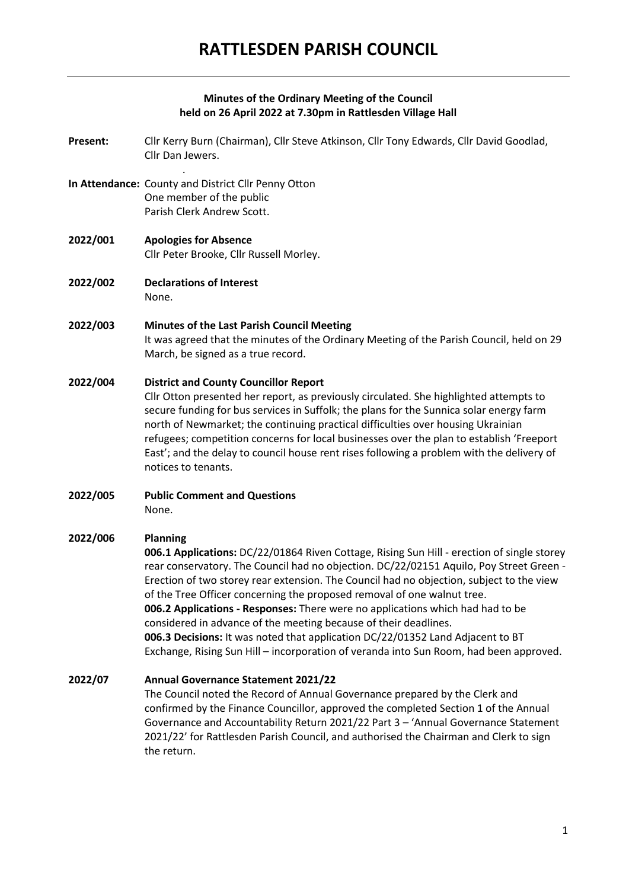# RATTLESDEN PARISH COUNCIL

**Minutes of the Ordinary Meeting of the Council held on 26 April 2022 at 7.30pm in Rattlesden Village Hall**

**Present:** Cllr Kerry Burn (Chairman), Cllr Steve Atkinson, Cllr Tony Edwards, Cllr David Goodlad, Cllr Dan Jewers.

**In Attendance:** County and District Cllr Penny Otton
One member of the public
Parish Clerk Andrew Scott.

**2022/001 Apologies for Absence**
Cllr Peter Brooke, Cllr Russell Morley.

**2022/002 Declarations of Interest**
None.

**2022/003 Minutes of the Last Parish Council Meeting**
It was agreed that the minutes of the Ordinary Meeting of the Parish Council, held on 29 March, be signed as a true record.

**2022/004 District and County Councillor Report**
Cllr Otton presented her report, as previously circulated. She highlighted attempts to secure funding for bus services in Suffolk; the plans for the Sunnica solar energy farm north of Newmarket; the continuing practical difficulties over housing Ukrainian refugees; competition concerns for local businesses over the plan to establish 'Freeport East'; and the delay to council house rent rises following a problem with the delivery of notices to tenants.

**2022/005 Public Comment and Questions**
None.

**2022/006 Planning**
**006.1 Applications:** DC/22/01864 Riven Cottage, Rising Sun Hill - erection of single storey rear conservatory. The Council had no objection. DC/22/02151 Aquilo, Poy Street Green - Erection of two storey rear extension. The Council had no objection, subject to the view of the Tree Officer concerning the proposed removal of one walnut tree.
**006.2 Applications - Responses:** There were no applications which had had to be considered in advance of the meeting because of their deadlines.
**006.3 Decisions:** It was noted that application DC/22/01352 Land Adjacent to BT Exchange, Rising Sun Hill – incorporation of veranda into Sun Room, had been approved.

**2022/07 Annual Governance Statement 2021/22**
The Council noted the Record of Annual Governance prepared by the Clerk and confirmed by the Finance Councillor, approved the completed Section 1 of the Annual Governance and Accountability Return 2021/22 Part 3 – 'Annual Governance Statement 2021/22' for Rattlesden Parish Council, and authorised the Chairman and Clerk to sign the return.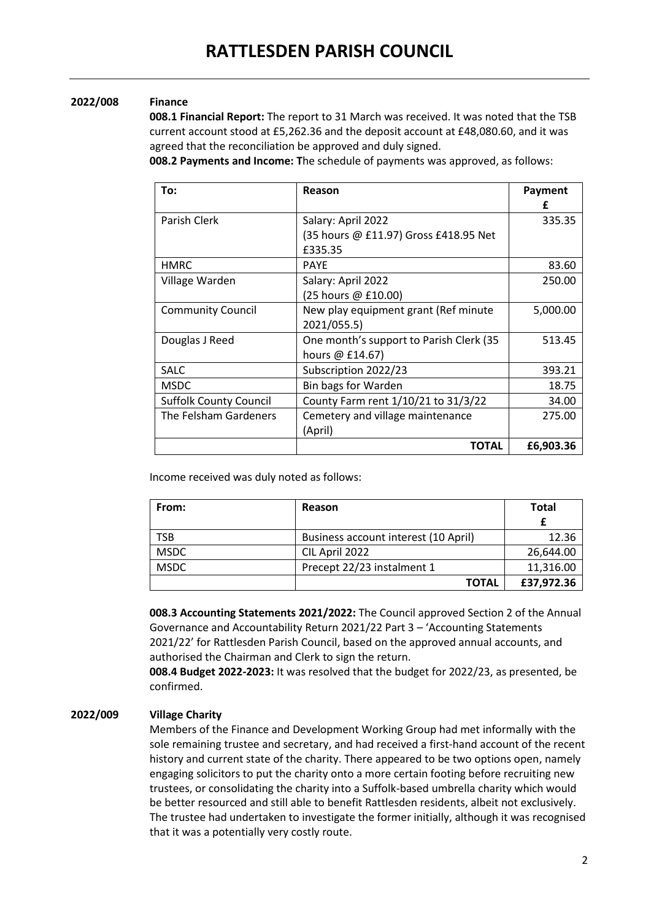### 2022/008 Finance

**008.1 Financial Report:** The report to 31 March was received. It was noted that the TSB current account stood at £5,262.36 and the deposit account at £48,080.60, and it was agreed that the reconciliation be approved and duly signed.

**008.2 Payments and Income: T**he schedule of payments was approved, as follows:

| To: | Reason | Payment £ |
|---|---|---|
| Parish Clerk | Salary: April 2022 (35 hours @ £11.97) Gross £418.95 Net £335.35 | 335.35 |
| HMRC | PAYE | 83.60 |
| Village Warden | Salary: April 2022 (25 hours @ £10.00) | 250.00 |
| Community Council | New play equipment grant (Ref minute 2021/055.5) | 5,000.00 |
| Douglas J Reed | One month's support to Parish Clerk (35 hours @ £14.67) | 513.45 |
| SALC | Subscription 2022/23 | 393.21 |
| MSDC | Bin bags for Warden | 18.75 |
| Suffolk County Council | County Farm rent 1/10/21 to 31/3/22 | 34.00 |
| The Felsham Gardeners | Cemetery and village maintenance (April) | 275.00 |
| | **TOTAL** | **£6,903.36** |

Income received was duly noted as follows:

| From: | Reason | Total £ |
|---|---|---|
| TSB | Business account interest (10 April) | 12.36 |
| MSDC | CIL April 2022 | 26,644.00 |
| MSDC | Precept 22/23 instalment 1 | 11,316.00 |
| | **TOTAL** | **£37,972.36** |

**008.3 Accounting Statements 2021/2022:** The Council approved Section 2 of the Annual Governance and Accountability Return 2021/22 Part 3 – 'Accounting Statements 2021/22' for Rattlesden Parish Council, based on the approved annual accounts, and authorised the Chairman and Clerk to sign the return.

**008.4 Budget 2022-2023:** It was resolved that the budget for 2022/23, as presented, be confirmed.

### 2022/009 Village Charity

Members of the Finance and Development Working Group had met informally with the sole remaining trustee and secretary, and had received a first-hand account of the recent history and current state of the charity. There appeared to be two options open, namely engaging solicitors to put the charity onto a more certain footing before recruiting new trustees, or consolidating the charity into a Suffolk-based umbrella charity which would be better resourced and still able to benefit Rattlesden residents, albeit not exclusively. The trustee had undertaken to investigate the former initially, although it was recognised that it was a potentially very costly route.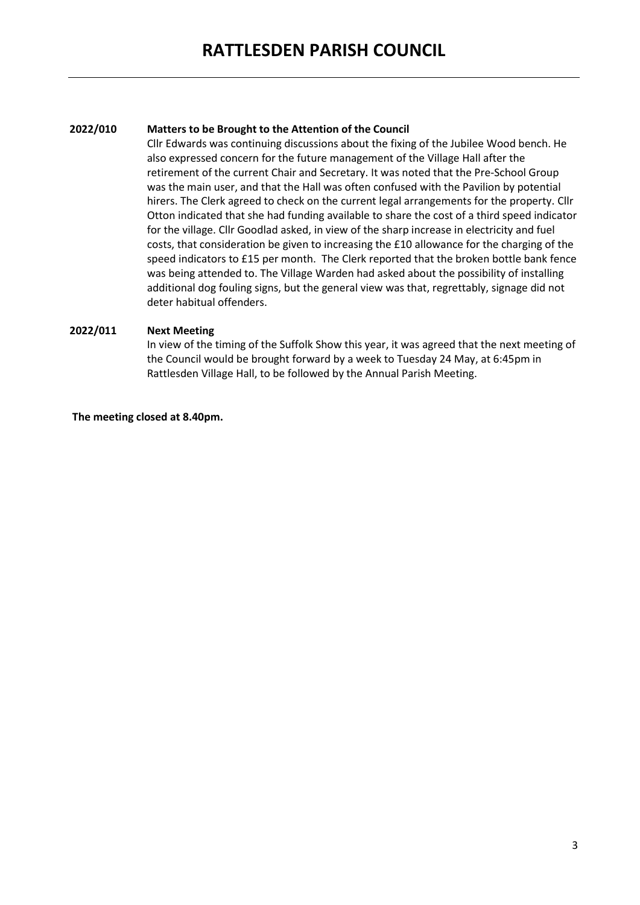**2022/010 Matters to be Brought to the Attention of the Council**

Cllr Edwards was continuing discussions about the fixing of the Jubilee Wood bench. He also expressed concern for the future management of the Village Hall after the retirement of the current Chair and Secretary. It was noted that the Pre-School Group was the main user, and that the Hall was often confused with the Pavilion by potential hirers. The Clerk agreed to check on the current legal arrangements for the property. Cllr Otton indicated that she had funding available to share the cost of a third speed indicator for the village. Cllr Goodlad asked, in view of the sharp increase in electricity and fuel costs, that consideration be given to increasing the £10 allowance for the charging of the speed indicators to £15 per month. The Clerk reported that the broken bottle bank fence was being attended to. The Village Warden had asked about the possibility of installing additional dog fouling signs, but the general view was that, regrettably, signage did not deter habitual offenders.

**2022/011 Next Meeting**

In view of the timing of the Suffolk Show this year, it was agreed that the next meeting of the Council would be brought forward by a week to Tuesday 24 May, at 6:45pm in Rattlesden Village Hall, to be followed by the Annual Parish Meeting.

**The meeting closed at 8.40pm.**